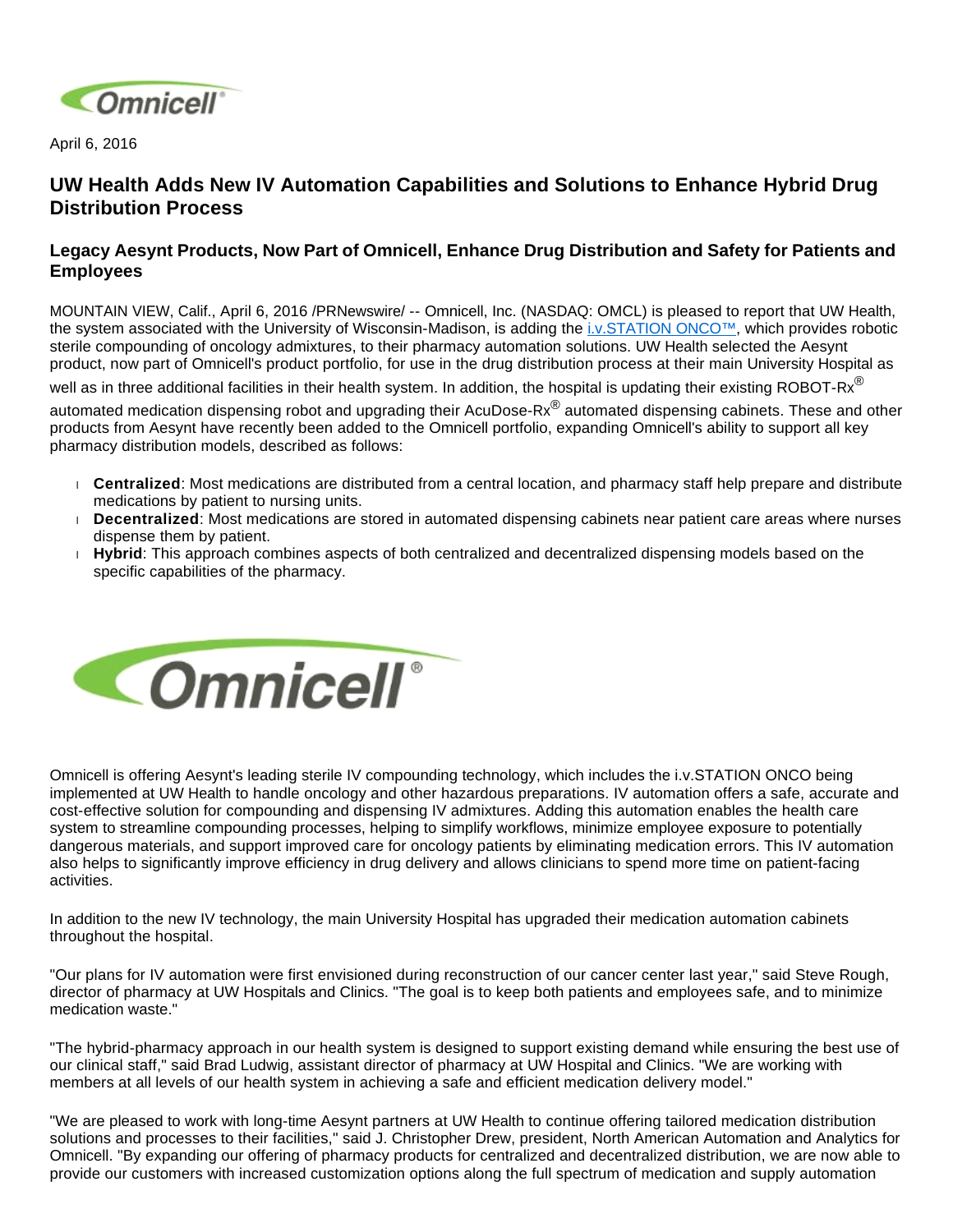April 6, 2016

## UW Health Adds New IV Automation Capabilities and Solutions to Enhance Hybrid Drug Distribution Process

### Legacy Aesynt Products, Now Part of Omnicell, Enhance Drug Distribution and Safety for Patients and Employees

MOUNTAIN VIEW, Calif., April 6, 2016 /PRNewswire/ -- Omnicell, Inc. (NASDAQ: OMCL) is pleased to report that UW Health, the system associated with the University of Wisconsin-Madison, is adding the i.v.STATION ONCO™, which provides robotic sterile compounding of oncology admixtures, to their pharmacy automation solutions. UW Health selected the Aesynt product, now part of Omnicell's product portfolio, for use in the drug distribution process at their main University Hospital as well as in three additional facilities in their health system. In addition, the hospital is updating their existing ROBOT-Rx® automated medication dispensing robot and upgrading their AcuDose-Rx® automated dispensing cabinets. These and other products from Aesynt have recently been added to the Omnicell portfolio, expanding Omnicell's ability to support all key pharmacy distribution models, described as follows:

- **Centralized**: Most medications are distributed from a central location, and pharmacy staff help prepare and distribute medications by patient to nursing units.
- **Decentralized**: Most medications are stored in automated dispensing cabinets near patient care areas where nurses dispense them by patient.
- **Hybrid**: This approach combines aspects of both centralized and decentralized dispensing models based on the specific capabilities of the pharmacy.

Omnicell is offering Aesynt's leading sterile IV compounding technology, which includes the i.v.STATION ONCO being implemented at UW Health to handle oncology and other hazardous preparations. IV automation offers a safe, accurate and cost-effective solution for compounding and dispensing IV admixtures. Adding this automation enables the health care system to streamline compounding processes, helping to simplify workflows, minimize employee exposure to potentially dangerous materials, and support improved care for oncology patients by eliminating medication errors. This IV automation also helps to significantly improve efficiency in drug delivery and allows clinicians to spend more time on patient-facing activities.

In addition to the new IV technology, the main University Hospital has upgraded their medication automation cabinets throughout the hospital.

"Our plans for IV automation were first envisioned during reconstruction of our cancer center last year," said Steve Rough, director of pharmacy at UW Hospitals and Clinics. "The goal is to keep both patients and employees safe, and to minimize medication waste."

"The hybrid-pharmacy approach in our health system is designed to support existing demand while ensuring the best use of our clinical staff," said Brad Ludwig, assistant director of pharmacy at UW Hospital and Clinics. "We are working with members at all levels of our health system in achieving a safe and efficient medication delivery model."

"We are pleased to work with long-time Aesynt partners at UW Health to continue offering tailored medication distribution solutions and processes to their facilities," said J. Christopher Drew, president, North American Automation and Analytics for Omnicell. "By expanding our offering of pharmacy products for centralized and decentralized distribution, we are now able to provide our customers with increased customization options along the full spectrum of medication and supply automation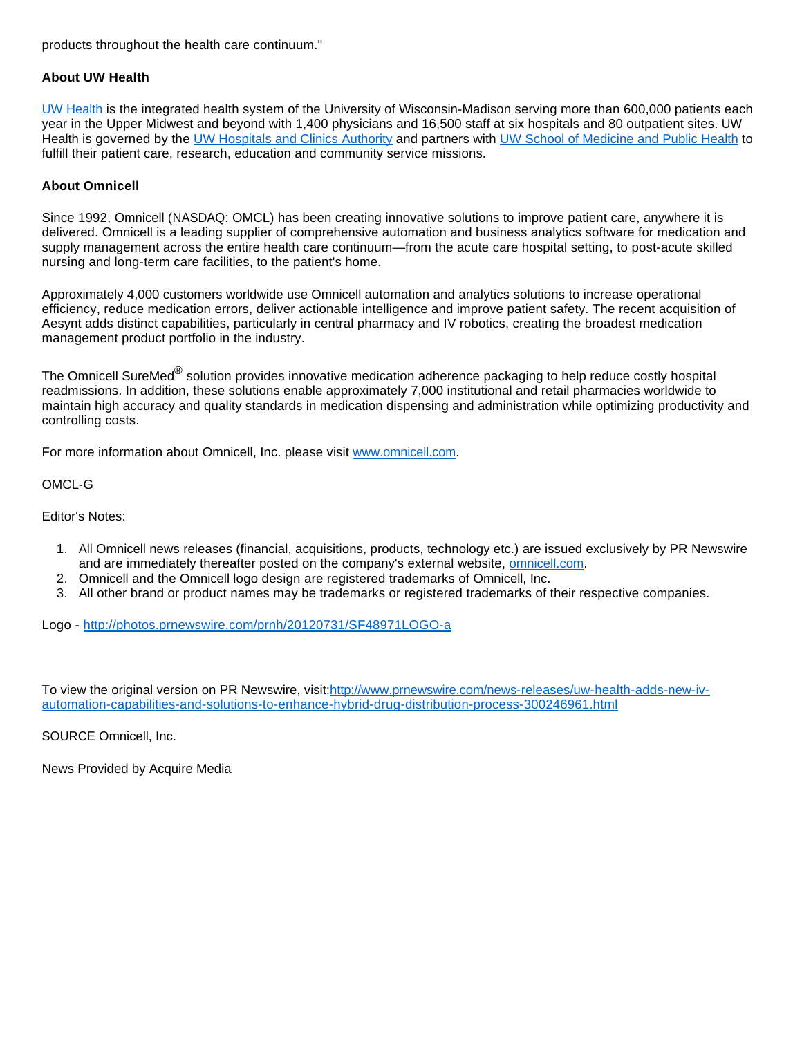products throughout the health care continuum."

**About UW Health**

[UW Health](#) is the integrated health system of the University of Wisconsin-Madison serving more than 600,000 patients each year in the Upper Midwest and beyond with 1,400 physicians and 16,500 staff at six hospitals and 80 outpatient sites. UW Health is governed by the [UW Hospitals and Clinics Authority](#) and partners with [UW School of Medicine and Public Health](#) to fulfill their patient care, research, education and community service missions.

**About Omnicell**

Since 1992, Omnicell (NASDAQ: OMCL) has been creating innovative solutions to improve patient care, anywhere it is delivered. Omnicell is a leading supplier of comprehensive automation and business analytics software for medication and supply management across the entire health care continuum—from the acute care hospital setting, to post-acute skilled nursing and long-term care facilities, to the patient's home.

Approximately 4,000 customers worldwide use Omnicell automation and analytics solutions to increase operational efficiency, reduce medication errors, deliver actionable intelligence and improve patient safety. The recent acquisition of Aesynt adds distinct capabilities, particularly in central pharmacy and IV robotics, creating the broadest medication management product portfolio in the industry.

The Omnicell SureMed® solution provides innovative medication adherence packaging to help reduce costly hospital readmissions. In addition, these solutions enable approximately 7,000 institutional and retail pharmacies worldwide to maintain high accuracy and quality standards in medication dispensing and administration while optimizing productivity and controlling costs.

For more information about Omnicell, Inc. please visit [www.omnicell.com](www.omnicell.com).

OMCL-G

Editor's Notes:

1. All Omnicell news releases (financial, acquisitions, products, technology etc.) are issued exclusively by PR Newswire and are immediately thereafter posted on the company's external website, [omnicell.com](omnicell.com).
2. Omnicell and the Omnicell logo design are registered trademarks of Omnicell, Inc.
3. All other brand or product names may be trademarks or registered trademarks of their respective companies.

Logo - http://photos.prnewswire.com/prnh/20120731/SF48971LOGO-a

To view the original version on PR Newswire, visit:http://www.prnewswire.com/news-releases/uw-health-adds-new-iv-automation-capabilities-and-solutions-to-enhance-hybrid-drug-distribution-process-300246961.html

SOURCE Omnicell, Inc.

News Provided by Acquire Media